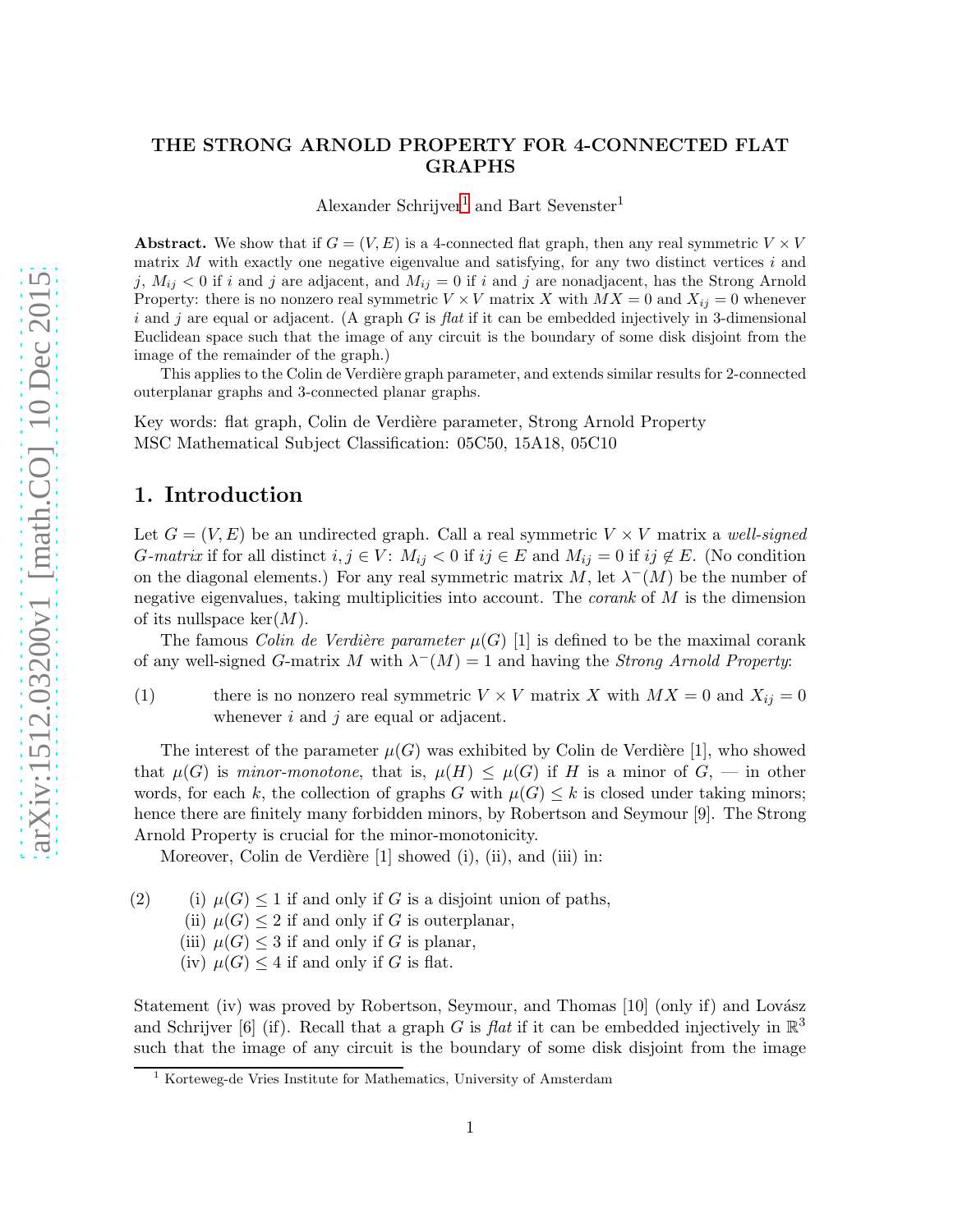# THE STRONG ARNOLD PROPERTY FOR 4-CONNECTED FLAT GRAPHS

Alexander Schrijver[1] and Bart Sevenster[1]

**Abstract.** We show that if $G = (V, E)$ is a 4-connected flat graph, then any real symmetric $V \times V$ matrix $M$ with exactly one negative eigenvalue and satisfying, for any two distinct vertices $i$ and $j$, $M_{ij} < 0$ if $i$ and $j$ are adjacent, and $M_{ij} = 0$ if $i$ and $j$ are nonadjacent, has the Strong Arnold Property: there is no nonzero real symmetric $V \times V$ matrix $X$ with $MX = 0$ and $X_{ij} = 0$ whenever $i$ and $j$ are equal or adjacent. (A graph $G$ is *flat* if it can be embedded injectively in 3-dimensional Euclidean space such that the image of any circuit is the boundary of some disk disjoint from the image of the remainder of the graph.)

This applies to the Colin de Verdière graph parameter, and extends similar results for 2-connected outerplanar graphs and 3-connected planar graphs.

Key words: flat graph, Colin de Verdière parameter, Strong Arnold Property
MSC Mathematical Subject Classification: 05C50, 15A18, 05C10

## 1. Introduction

Let $G = (V, E)$ be an undirected graph. Call a real symmetric $V \times V$ matrix a *well-signed $G$-matrix* if for all distinct $i, j \in V$: $M_{ij} < 0$ if $ij \in E$ and $M_{ij} = 0$ if $ij \notin E$. (No condition on the diagonal elements.) For any real symmetric matrix $M$, let $\lambda^-(M)$ be the number of negative eigenvalues, taking multiplicities into account. The *corank* of $M$ is the dimension of its nullspace $\ker(M)$.

The famous *Colin de Verdière parameter* $\mu(G)$ [1] is defined to be the maximal corank of any well-signed $G$-matrix $M$ with $\lambda^-(M) = 1$ and having the *Strong Arnold Property*:

(1) there is no nonzero real symmetric $V \times V$ matrix $X$ with $MX = 0$ and $X_{ij} = 0$ whenever $i$ and $j$ are equal or adjacent.

The interest of the parameter $\mu(G)$ was exhibited by Colin de Verdière [1], who showed that $\mu(G)$ is *minor-monotone*, that is, $\mu(H) \leq \mu(G)$ if $H$ is a minor of $G$, — in other words, for each $k$, the collection of graphs $G$ with $\mu(G) \leq k$ is closed under taking minors; hence there are finitely many forbidden minors, by Robertson and Seymour [9]. The Strong Arnold Property is crucial for the minor-monotonicity.

Moreover, Colin de Verdière [1] showed (i), (ii), and (iii) in:

(2) (i) $\mu(G) \leq 1$ if and only if $G$ is a disjoint union of paths,
(ii) $\mu(G) \leq 2$ if and only if $G$ is outerplanar,
(iii) $\mu(G) \leq 3$ if and only if $G$ is planar,
(iv) $\mu(G) \leq 4$ if and only if $G$ is flat.

Statement (iv) was proved by Robertson, Seymour, and Thomas [10] (only if) and Lovász and Schrijver [6] (if). Recall that a graph $G$ is *flat* if it can be embedded injectively in $\mathbb{R}^3$ such that the image of any circuit is the boundary of some disk disjoint from the image

[1] Korteweg-de Vries Institute for Mathematics, University of Amsterdam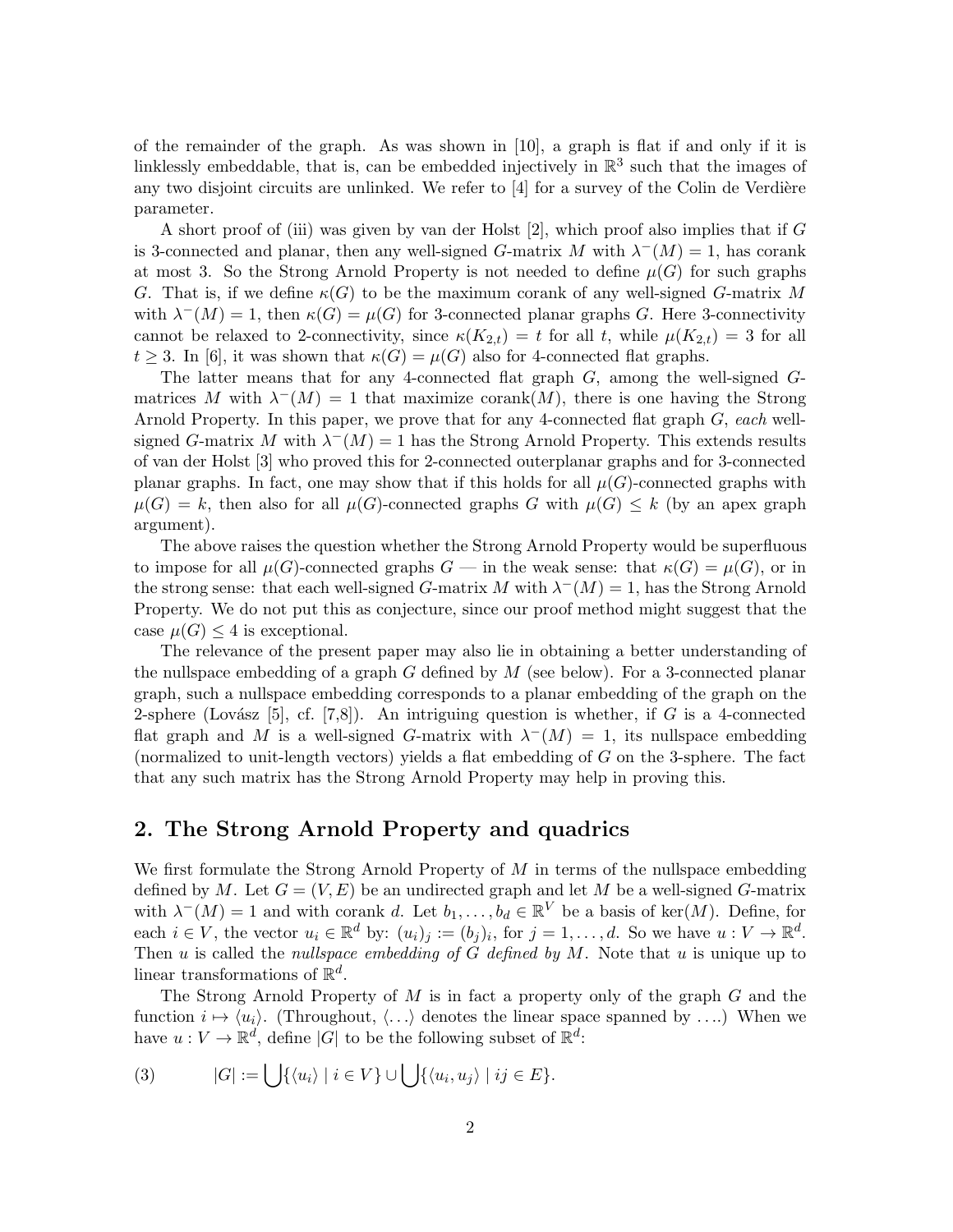of the remainder of the graph. As was shown in [10], a graph is flat if and only if it is linklessly embeddable, that is, can be embedded injectively in $\mathbb{R}^3$ such that the images of any two disjoint circuits are unlinked. We refer to [4] for a survey of the Colin de Verdière parameter.

A short proof of (iii) was given by van der Holst [2], which proof also implies that if $G$ is 3-connected and planar, then any well-signed $G$-matrix $M$ with $\lambda^-(M) = 1$, has corank at most 3. So the Strong Arnold Property is not needed to define $\mu(G)$ for such graphs $G$. That is, if we define $\kappa(G)$ to be the maximum corank of any well-signed $G$-matrix $M$ with $\lambda^-(M) = 1$, then $\kappa(G) = \mu(G)$ for 3-connected planar graphs $G$. Here 3-connectivity cannot be relaxed to 2-connectivity, since $\kappa(K_{2,t}) = t$ for all $t$, while $\mu(K_{2,t}) = 3$ for all $t \geq 3$. In [6], it was shown that $\kappa(G) = \mu(G)$ also for 4-connected flat graphs.

The latter means that for any 4-connected flat graph $G$, among the well-signed $G$-matrices $M$ with $\lambda^-(M) = 1$ that maximize corank$(M)$, there is one having the Strong Arnold Property. In this paper, we prove that for any 4-connected flat graph $G$, *each* well-signed $G$-matrix $M$ with $\lambda^-(M) = 1$ has the Strong Arnold Property. This extends results of van der Holst [3] who proved this for 2-connected outerplanar graphs and for 3-connected planar graphs. In fact, one may show that if this holds for all $\mu(G)$-connected graphs with $\mu(G) = k$, then also for all $\mu(G)$-connected graphs $G$ with $\mu(G) \leq k$ (by an apex graph argument).

The above raises the question whether the Strong Arnold Property would be superfluous to impose for all $\mu(G)$-connected graphs $G$ — in the weak sense: that $\kappa(G) = \mu(G)$, or in the strong sense: that each well-signed $G$-matrix $M$ with $\lambda^-(M) = 1$, has the Strong Arnold Property. We do not put this as conjecture, since our proof method might suggest that the case $\mu(G) \leq 4$ is exceptional.

The relevance of the present paper may also lie in obtaining a better understanding of the nullspace embedding of a graph $G$ defined by $M$ (see below). For a 3-connected planar graph, such a nullspace embedding corresponds to a planar embedding of the graph on the 2-sphere (Lovász [5], cf. [7,8]). An intriguing question is whether, if $G$ is a 4-connected flat graph and $M$ is a well-signed $G$-matrix with $\lambda^-(M) = 1$, its nullspace embedding (normalized to unit-length vectors) yields a flat embedding of $G$ on the 3-sphere. The fact that any such matrix has the Strong Arnold Property may help in proving this.

## 2. The Strong Arnold Property and quadrics

We first formulate the Strong Arnold Property of $M$ in terms of the nullspace embedding defined by $M$. Let $G = (V, E)$ be an undirected graph and let $M$ be a well-signed $G$-matrix with $\lambda^-(M) = 1$ and with corank $d$. Let $b_1, \ldots, b_d \in \mathbb{R}^V$ be a basis of $\ker(M)$. Define, for each $i \in V$, the vector $u_i \in \mathbb{R}^d$ by: $(u_i)_j := (b_j)_i$, for $j = 1, \ldots, d$. So we have $u : V \to \mathbb{R}^d$. Then $u$ is called the *nullspace embedding of $G$ defined by $M$*. Note that $u$ is unique up to linear transformations of $\mathbb{R}^d$.

The Strong Arnold Property of $M$ is in fact a property only of the graph $G$ and the function $i \mapsto \langle u_i \rangle$. (Throughout, $\langle \ldots \rangle$ denotes the linear space spanned by $\ldots$.) When we have $u : V \to \mathbb{R}^d$, define $|G|$ to be the following subset of $\mathbb{R}^d$:

$$(3) \qquad |G| := \bigcup \{\langle u_i \rangle \mid i \in V\} \cup \bigcup \{\langle u_i, u_j \rangle \mid ij \in E\}.$$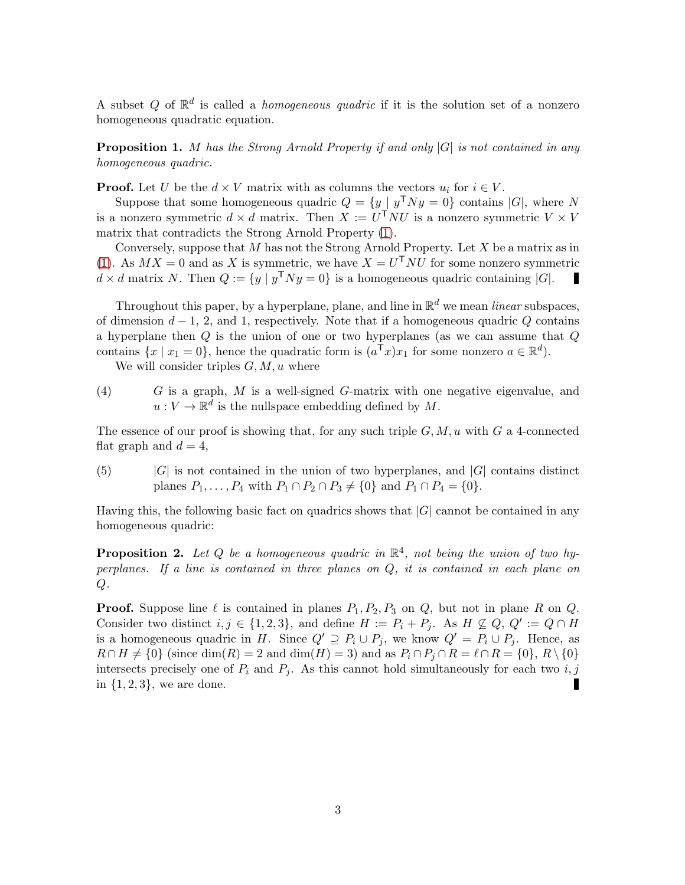A subset $Q$ of $\mathbb{R}^d$ is called a *homogeneous quadric* if it is the solution set of a nonzero homogeneous quadratic equation.

**Proposition 1.** *$M$ has the Strong Arnold Property if and only $|G|$ is not contained in any homogeneous quadric.*

**Proof.** Let $U$ be the $d \times V$ matrix with as columns the vectors $u_i$ for $i \in V$.

Suppose that some homogeneous quadric $Q = \{y \mid y^\mathsf{T} N y = 0\}$ contains $|G|$, where $N$ is a nonzero symmetric $d \times d$ matrix. Then $X := U^\mathsf{T} N U$ is a nonzero symmetric $V \times V$ matrix that contradicts the Strong Arnold Property (1).

Conversely, suppose that $M$ has not the Strong Arnold Property. Let $X$ be a matrix as in (1). As $MX = 0$ and as $X$ is symmetric, we have $X = U^\mathsf{T} N U$ for some nonzero symmetric $d \times d$ matrix $N$. Then $Q := \{y \mid y^\mathsf{T} N y = 0\}$ is a homogeneous quadric containing $|G|$. ∎

Throughout this paper, by a hyperplane, plane, and line in $\mathbb{R}^d$ we mean *linear* subspaces, of dimension $d-1$, 2, and 1, respectively. Note that if a homogeneous quadric $Q$ contains a hyperplane then $Q$ is the union of one or two hyperplanes (as we can assume that $Q$ contains $\{x \mid x_1 = 0\}$, hence the quadratic form is $(a^\mathsf{T} x)x_1$ for some nonzero $a \in \mathbb{R}^d$).

We will consider triples $G, M, u$ where

(4) $G$ is a graph, $M$ is a well-signed $G$-matrix with one negative eigenvalue, and $u : V \to \mathbb{R}^d$ is the nullspace embedding defined by $M$.

The essence of our proof is showing that, for any such triple $G, M, u$ with $G$ a 4-connected flat graph and $d = 4$,

(5) $|G|$ is not contained in the union of two hyperplanes, and $|G|$ contains distinct planes $P_1, \ldots, P_4$ with $P_1 \cap P_2 \cap P_3 \neq \{0\}$ and $P_1 \cap P_4 = \{0\}$.

Having this, the following basic fact on quadrics shows that $|G|$ cannot be contained in any homogeneous quadric:

**Proposition 2.** *Let $Q$ be a homogeneous quadric in $\mathbb{R}^4$, not being the union of two hyperplanes. If a line is contained in three planes on $Q$, it is contained in each plane on $Q$.*

**Proof.** Suppose line $\ell$ is contained in planes $P_1, P_2, P_3$ on $Q$, but not in plane $R$ on $Q$. Consider two distinct $i, j \in \{1, 2, 3\}$, and define $H := P_i + P_j$. As $H \not\subseteq Q$, $Q' := Q \cap H$ is a homogeneous quadric in $H$. Since $Q' \supseteq P_i \cup P_j$, we know $Q' = P_i \cup P_j$. Hence, as $R \cap H \neq \{0\}$ (since $\dim(R) = 2$ and $\dim(H) = 3$) and as $P_i \cap P_j \cap R = \ell \cap R = \{0\}$, $R \setminus \{0\}$ intersects precisely one of $P_i$ and $P_j$. As this cannot hold simultaneously for each two $i, j$ in $\{1, 2, 3\}$, we are done. ∎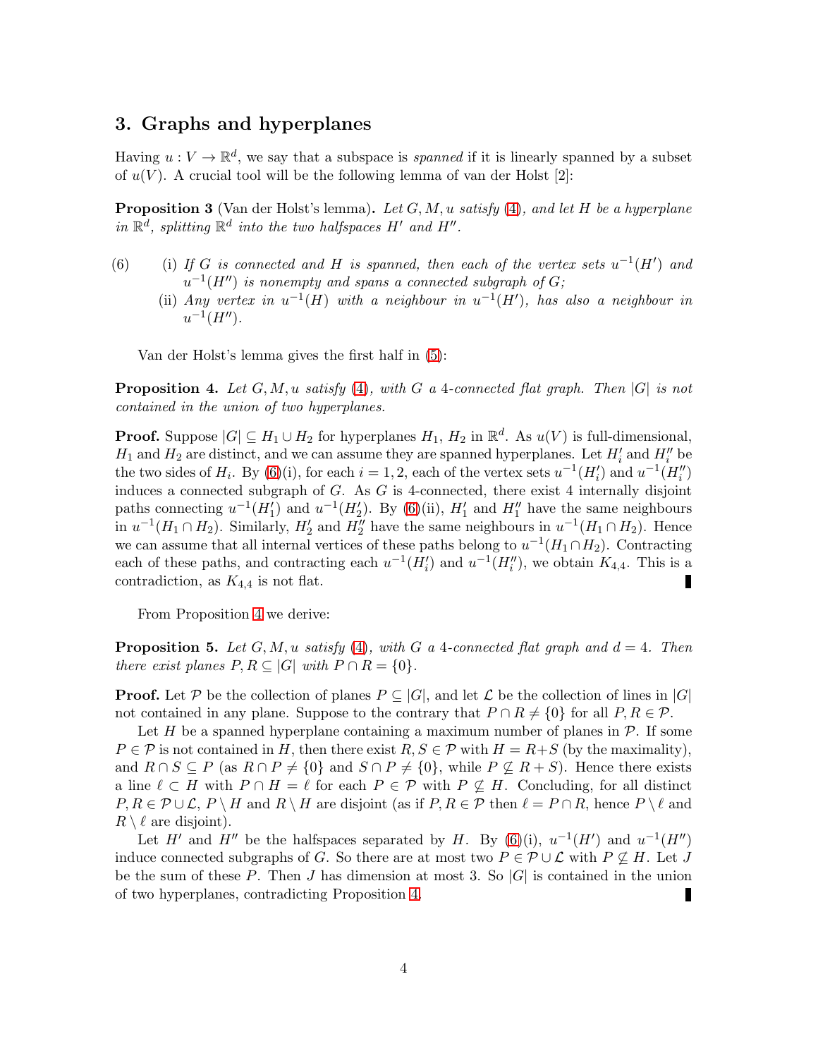## 3. Graphs and hyperplanes

Having $u : V \to \mathbb{R}^d$, we say that a subspace is *spanned* if it is linearly spanned by a subset of $u(V)$. A crucial tool will be the following lemma of van der Holst [2]:

**Proposition 3** (Van der Holst's lemma)**.** *Let $G, M, u$ satisfy (4), and let $H$ be a hyperplane in $\mathbb{R}^d$, splitting $\mathbb{R}^d$ into the two halfspaces $H'$ and $H''$.*

(6) (i) *If $G$ is connected and $H$ is spanned, then each of the vertex sets $u^{-1}(H')$ and $u^{-1}(H'')$ is nonempty and spans a connected subgraph of $G$;*

(ii) *Any vertex in $u^{-1}(H)$ with a neighbour in $u^{-1}(H')$, has also a neighbour in $u^{-1}(H'')$.*

Van der Holst's lemma gives the first half in (5):

**Proposition 4.** *Let $G, M, u$ satisfy (4), with $G$ a 4-connected flat graph. Then $|G|$ is not contained in the union of two hyperplanes.*

**Proof.** Suppose $|G| \subseteq H_1 \cup H_2$ for hyperplanes $H_1$, $H_2$ in $\mathbb{R}^d$. As $u(V)$ is full-dimensional, $H_1$ and $H_2$ are distinct, and we can assume they are spanned hyperplanes. Let $H_i'$ and $H_i''$ be the two sides of $H_i$. By (6)(i), for each $i = 1, 2$, each of the vertex sets $u^{-1}(H_i')$ and $u^{-1}(H_i'')$ induces a connected subgraph of $G$. As $G$ is 4-connected, there exist 4 internally disjoint paths connecting $u^{-1}(H_1')$ and $u^{-1}(H_2')$. By (6)(ii), $H_1'$ and $H_1''$ have the same neighbours in $u^{-1}(H_1 \cap H_2)$. Similarly, $H_2'$ and $H_2''$ have the same neighbours in $u^{-1}(H_1 \cap H_2)$. Hence we can assume that all internal vertices of these paths belong to $u^{-1}(H_1 \cap H_2)$. Contracting each of these paths, and contracting each $u^{-1}(H_i')$ and $u^{-1}(H_i'')$, we obtain $K_{4,4}$. This is a contradiction, as $K_{4,4}$ is not flat. ∎

From Proposition 4 we derive:

**Proposition 5.** *Let $G, M, u$ satisfy (4), with $G$ a 4-connected flat graph and $d = 4$. Then there exist planes $P, R \subseteq |G|$ with $P \cap R = \{0\}$.*

**Proof.** Let $\mathcal{P}$ be the collection of planes $P \subseteq |G|$, and let $\mathcal{L}$ be the collection of lines in $|G|$ not contained in any plane. Suppose to the contrary that $P \cap R \neq \{0\}$ for all $P, R \in \mathcal{P}$.

Let $H$ be a spanned hyperplane containing a maximum number of planes in $\mathcal{P}$. If some $P \in \mathcal{P}$ is not contained in $H$, then there exist $R, S \in \mathcal{P}$ with $H = R + S$ (by the maximality), and $R \cap S \subseteq P$ (as $R \cap P \neq \{0\}$ and $S \cap P \neq \{0\}$, while $P \not\subseteq R + S$). Hence there exists a line $\ell \subset H$ with $P \cap H = \ell$ for each $P \in \mathcal{P}$ with $P \not\subseteq H$. Concluding, for all distinct $P, R \in \mathcal{P} \cup \mathcal{L}$, $P \setminus H$ and $R \setminus H$ are disjoint (as if $P, R \in \mathcal{P}$ then $\ell = P \cap R$, hence $P \setminus \ell$ and $R \setminus \ell$ are disjoint).

Let $H'$ and $H''$ be the halfspaces separated by $H$. By (6)(i), $u^{-1}(H')$ and $u^{-1}(H'')$ induce connected subgraphs of $G$. So there are at most two $P \in \mathcal{P} \cup \mathcal{L}$ with $P \not\subseteq H$. Let $J$ be the sum of these $P$. Then $J$ has dimension at most 3. So $|G|$ is contained in the union of two hyperplanes, contradicting Proposition 4. ∎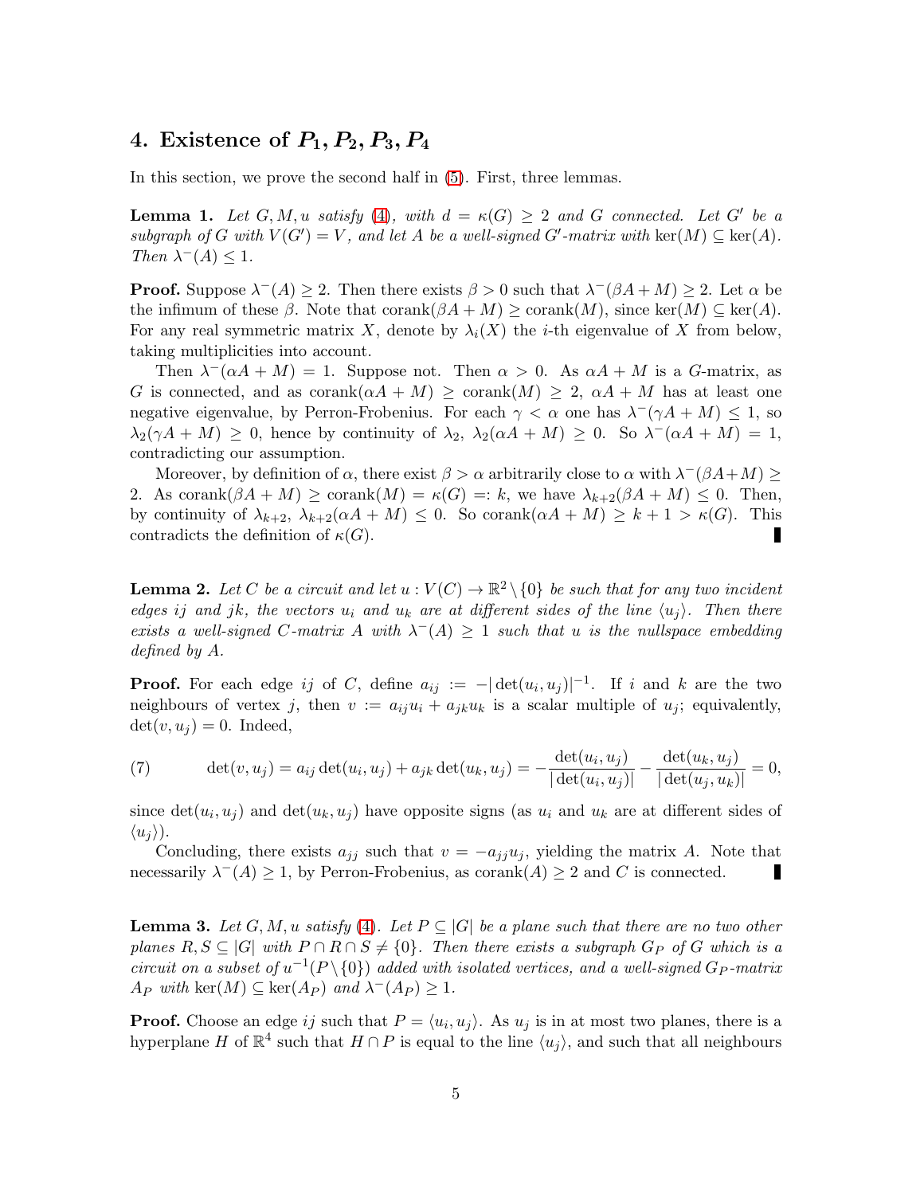## 4. Existence of $P_1, P_2, P_3, P_4$

In this section, we prove the second half in (5). First, three lemmas.

**Lemma 1.** *Let $G, M, u$ satisfy (4), with $d = \kappa(G) \geq 2$ and $G$ connected. Let $G'$ be a subgraph of $G$ with $V(G') = V$, and let $A$ be a well-signed $G'$-matrix with $\ker(M) \subseteq \ker(A)$. Then $\lambda^-(A) \leq 1$.*

**Proof.** Suppose $\lambda^-(A) \geq 2$. Then there exists $\beta > 0$ such that $\lambda^-(\beta A + M) \geq 2$. Let $\alpha$ be the infimum of these $\beta$. Note that $\operatorname{corank}(\beta A + M) \geq \operatorname{corank}(M)$, since $\ker(M) \subseteq \ker(A)$. For any real symmetric matrix $X$, denote by $\lambda_i(X)$ the $i$-th eigenvalue of $X$ from below, taking multiplicities into account.

Then $\lambda^-(\alpha A + M) = 1$. Suppose not. Then $\alpha > 0$. As $\alpha A + M$ is a $G$-matrix, as $G$ is connected, and as $\operatorname{corank}(\alpha A + M) \geq \operatorname{corank}(M) \geq 2$, $\alpha A + M$ has at least one negative eigenvalue, by Perron-Frobenius. For each $\gamma < \alpha$ one has $\lambda^-(\gamma A + M) \leq 1$, so $\lambda_2(\gamma A + M) \geq 0$, hence by continuity of $\lambda_2$, $\lambda_2(\alpha A + M) \geq 0$. So $\lambda^-(\alpha A + M) = 1$, contradicting our assumption.

Moreover, by definition of $\alpha$, there exist $\beta > \alpha$ arbitrarily close to $\alpha$ with $\lambda^-(\beta A + M) \geq 2$. As $\operatorname{corank}(\beta A + M) \geq \operatorname{corank}(M) = \kappa(G) =: k$, we have $\lambda_{k+2}(\beta A + M) \leq 0$. Then, by continuity of $\lambda_{k+2}$, $\lambda_{k+2}(\alpha A + M) \leq 0$. So $\operatorname{corank}(\alpha A + M) \geq k + 1 > \kappa(G)$. This contradicts the definition of $\kappa(G)$. ∎

**Lemma 2.** *Let $C$ be a circuit and let $u : V(C) \to \mathbb{R}^2 \setminus \{0\}$ be such that for any two incident edges $ij$ and $jk$, the vectors $u_i$ and $u_k$ are at different sides of the line $\langle u_j \rangle$. Then there exists a well-signed $C$-matrix $A$ with $\lambda^-(A) \geq 1$ such that $u$ is the nullspace embedding defined by $A$.*

**Proof.** For each edge $ij$ of $C$, define $a_{ij} := -|\det(u_i, u_j)|^{-1}$. If $i$ and $k$ are the two neighbours of vertex $j$, then $v := a_{ij}u_i + a_{jk}u_k$ is a scalar multiple of $u_j$; equivalently, $\det(v, u_j) = 0$. Indeed,

$$
\det(v, u_j) = a_{ij}\det(u_i, u_j) + a_{jk}\det(u_k, u_j) = -\frac{\det(u_i, u_j)}{|\det(u_i, u_j)|} - \frac{\det(u_k, u_j)}{|\det(u_j, u_k)|} = 0, \tag{7}
$$

since $\det(u_i, u_j)$ and $\det(u_k, u_j)$ have opposite signs (as $u_i$ and $u_k$ are at different sides of $\langle u_j \rangle$).

Concluding, there exists $a_{jj}$ such that $v = -a_{jj}u_j$, yielding the matrix $A$. Note that necessarily $\lambda^-(A) \geq 1$, by Perron-Frobenius, as $\operatorname{corank}(A) \geq 2$ and $C$ is connected. ∎

**Lemma 3.** *Let $G, M, u$ satisfy (4). Let $P \subseteq |G|$ be a plane such that there are no two other planes $R, S \subseteq |G|$ with $P \cap R \cap S \neq \{0\}$. Then there exists a subgraph $G_P$ of $G$ which is a circuit on a subset of $u^{-1}(P \setminus \{0\})$ added with isolated vertices, and a well-signed $G_P$-matrix $A_P$ with $\ker(M) \subseteq \ker(A_P)$ and $\lambda^-(A_P) \geq 1$.*

**Proof.** Choose an edge $ij$ such that $P = \langle u_i, u_j \rangle$. As $u_j$ is in at most two planes, there is a hyperplane $H$ of $\mathbb{R}^4$ such that $H \cap P$ is equal to the line $\langle u_j \rangle$, and such that all neighbours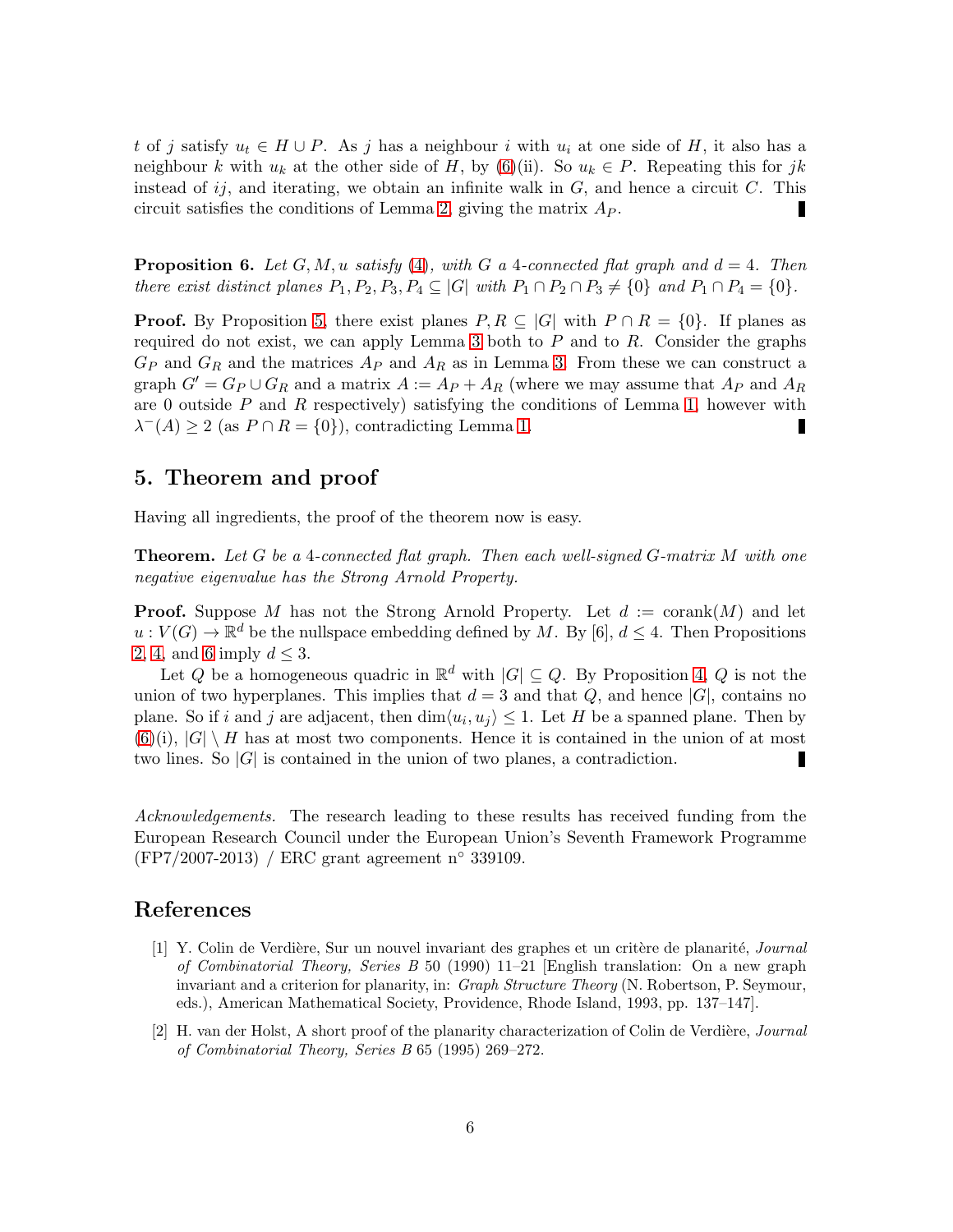$t$ of $j$ satisfy $u_t \in H \cup P$. As $j$ has a neighbour $i$ with $u_i$ at one side of $H$, it also has a neighbour $k$ with $u_k$ at the other side of $H$, by (6)(ii). So $u_k \in P$. Repeating this for $jk$ instead of $ij$, and iterating, we obtain an infinite walk in $G$, and hence a circuit $C$. This circuit satisfies the conditions of Lemma 2, giving the matrix $A_P$. ∎

**Proposition 6.** *Let $G, M, u$ satisfy (4), with $G$ a 4-connected flat graph and $d = 4$. Then there exist distinct planes $P_1, P_2, P_3, P_4 \subseteq |G|$ with $P_1 \cap P_2 \cap P_3 \neq \{0\}$ and $P_1 \cap P_4 = \{0\}$.*

**Proof.** By Proposition 5, there exist planes $P, R \subseteq |G|$ with $P \cap R = \{0\}$. If planes as required do not exist, we can apply Lemma 3 both to $P$ and to $R$. Consider the graphs $G_P$ and $G_R$ and the matrices $A_P$ and $A_R$ as in Lemma 3. From these we can construct a graph $G' = G_P \cup G_R$ and a matrix $A := A_P + A_R$ (where we may assume that $A_P$ and $A_R$ are 0 outside $P$ and $R$ respectively) satisfying the conditions of Lemma 1, however with $\lambda^-(A) \geq 2$ (as $P \cap R = \{0\}$), contradicting Lemma 1. ∎

## 5. Theorem and proof

Having all ingredients, the proof of the theorem now is easy.

**Theorem.** *Let $G$ be a 4-connected flat graph. Then each well-signed $G$-matrix $M$ with one negative eigenvalue has the Strong Arnold Property.*

**Proof.** Suppose $M$ has not the Strong Arnold Property. Let $d := \text{corank}(M)$ and let $u : V(G) \to \mathbb{R}^d$ be the nullspace embedding defined by $M$. By [6], $d \leq 4$. Then Propositions 2, 4, and 6 imply $d \leq 3$.

Let $Q$ be a homogeneous quadric in $\mathbb{R}^d$ with $|G| \subseteq Q$. By Proposition 4, $Q$ is not the union of two hyperplanes. This implies that $d = 3$ and that $Q$, and hence $|G|$, contains no plane. So if $i$ and $j$ are adjacent, then $\dim\langle u_i, u_j\rangle \leq 1$. Let $H$ be a spanned plane. Then by (6)(i), $|G| \setminus H$ has at most two components. Hence it is contained in the union of at most two lines. So $|G|$ is contained in the union of two planes, a contradiction. ∎

*Acknowledgements.* The research leading to these results has received funding from the European Research Council under the European Union's Seventh Framework Programme (FP7/2007-2013) / ERC grant agreement n° 339109.

## References

[1] Y. Colin de Verdière, Sur un nouvel invariant des graphes et un critère de planarité, *Journal of Combinatorial Theory, Series B* 50 (1990) 11–21 [English translation: On a new graph invariant and a criterion for planarity, in: *Graph Structure Theory* (N. Robertson, P. Seymour, eds.), American Mathematical Society, Providence, Rhode Island, 1993, pp. 137–147].

[2] H. van der Holst, A short proof of the planarity characterization of Colin de Verdière, *Journal of Combinatorial Theory, Series B* 65 (1995) 269–272.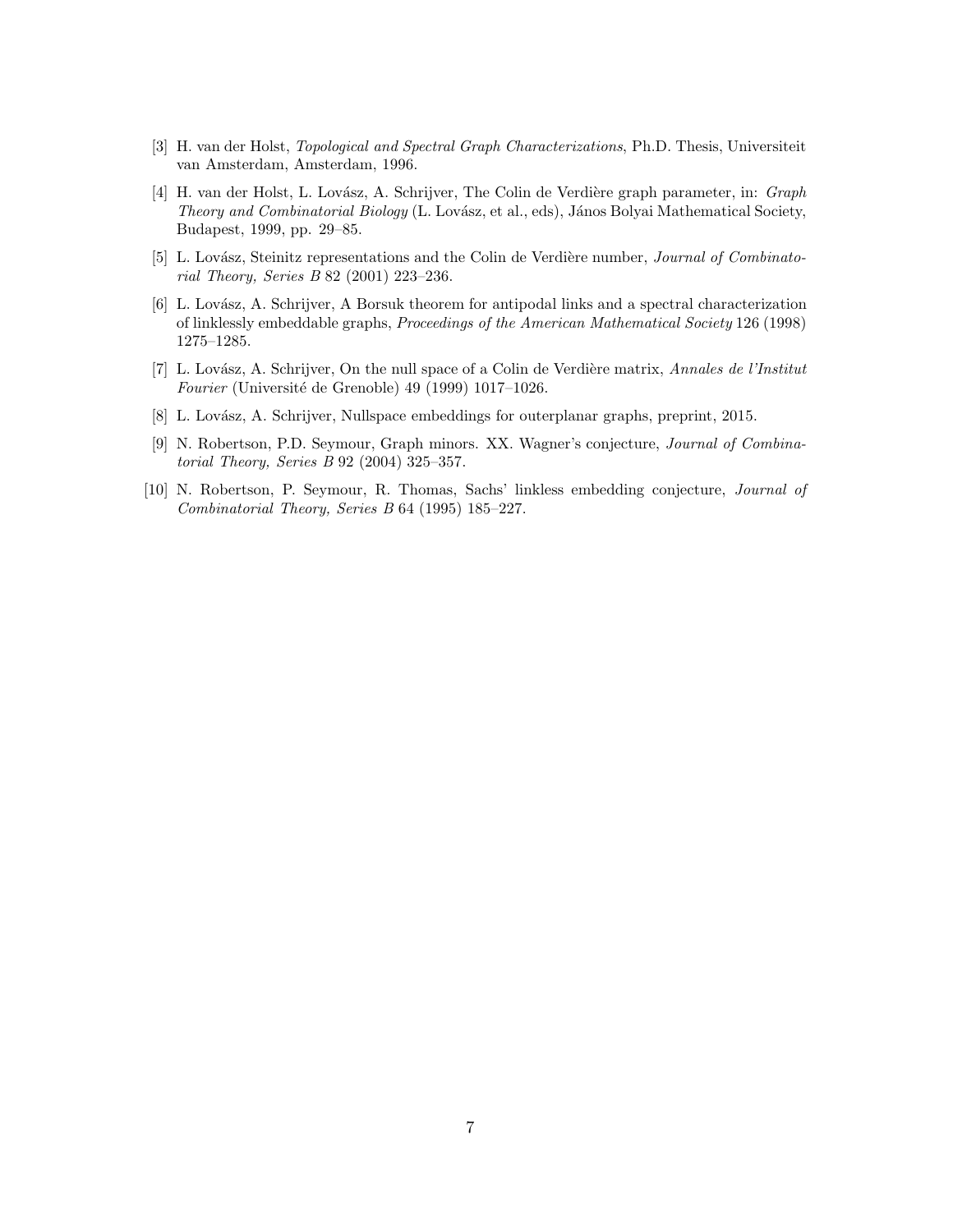[3] H. van der Holst, *Topological and Spectral Graph Characterizations*, Ph.D. Thesis, Universiteit van Amsterdam, Amsterdam, 1996.

[4] H. van der Holst, L. Lovász, A. Schrijver, The Colin de Verdière graph parameter, in: *Graph Theory and Combinatorial Biology* (L. Lovász, et al., eds), János Bolyai Mathematical Society, Budapest, 1999, pp. 29–85.

[5] L. Lovász, Steinitz representations and the Colin de Verdière number, *Journal of Combinatorial Theory, Series B* 82 (2001) 223–236.

[6] L. Lovász, A. Schrijver, A Borsuk theorem for antipodal links and a spectral characterization of linklessly embeddable graphs, *Proceedings of the American Mathematical Society* 126 (1998) 1275–1285.

[7] L. Lovász, A. Schrijver, On the null space of a Colin de Verdière matrix, *Annales de l'Institut Fourier* (Université de Grenoble) 49 (1999) 1017–1026.

[8] L. Lovász, A. Schrijver, Nullspace embeddings for outerplanar graphs, preprint, 2015.

[9] N. Robertson, P.D. Seymour, Graph minors. XX. Wagner's conjecture, *Journal of Combinatorial Theory, Series B* 92 (2004) 325–357.

[10] N. Robertson, P. Seymour, R. Thomas, Sachs' linkless embedding conjecture, *Journal of Combinatorial Theory, Series B* 64 (1995) 185–227.